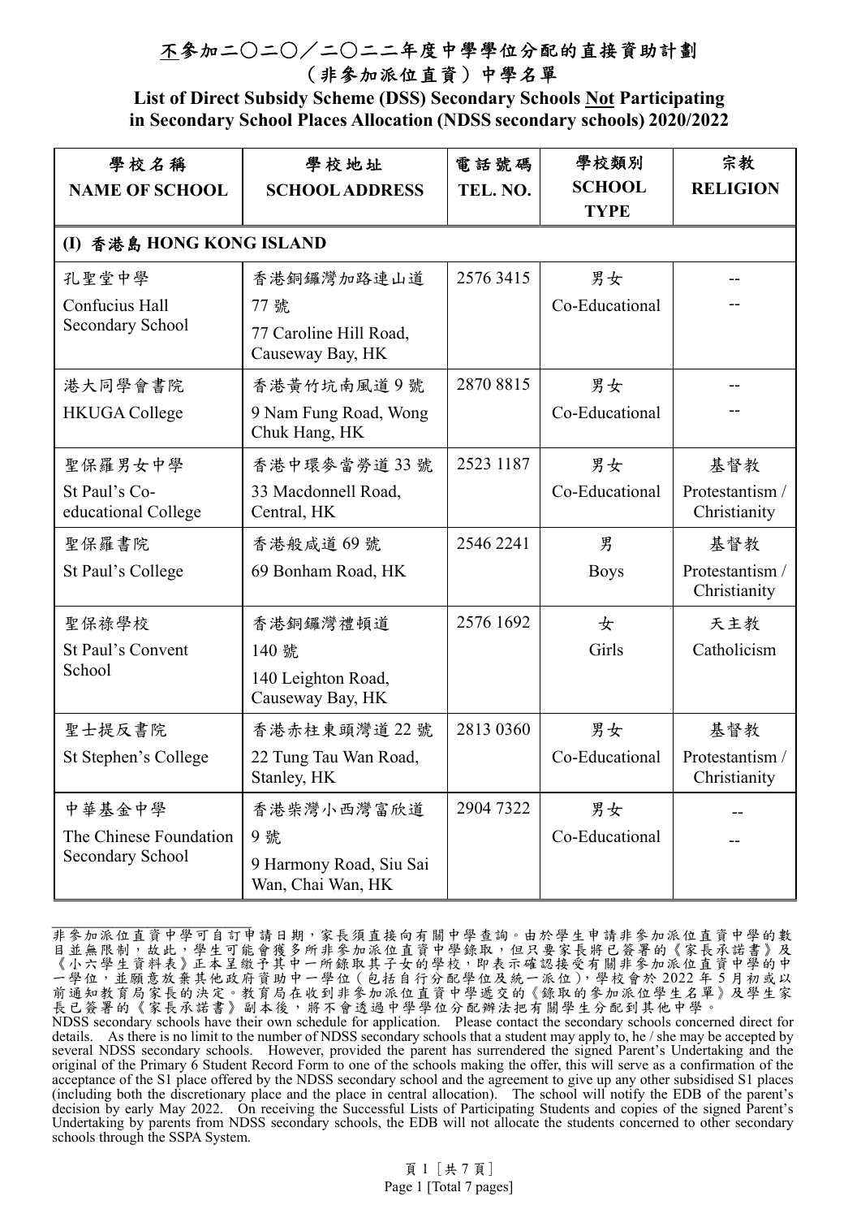# 不參加二〇二〇／二〇二二年度中學學位分配的直接資助計劃（非參加派位直資）中學名單

**List of Direct Subsidy Scheme (DSS) Secondary Schools Not Participating in Secondary School Places Allocation (NDSS secondary schools) 2020/2022**

| 學校名稱 NAME OF SCHOOL | 學校地址 SCHOOL ADDRESS | 電話號碼 TEL. NO. | 學校類別 SCHOOL TYPE | 宗教 RELIGION |
|---|---|---|---|---|
| **(I) 香港島 HONG KONG ISLAND** | | | | |
| 孔聖堂中學 Confucius Hall Secondary School | 香港銅鑼灣加路連山道77號 77 Caroline Hill Road, Causeway Bay, HK | 2576 3415 | 男女 Co-Educational | -- -- |
| 港大同學會書院 HKUGA College | 香港黃竹坑南風道9號 9 Nam Fung Road, Wong Chuk Hang, HK | 2870 8815 | 男女 Co-Educational | -- -- |
| 聖保羅男女中學 St Paul's Co-educational College | 香港中環麥當勞道33號 33 Macdonnell Road, Central, HK | 2523 1187 | 男女 Co-Educational | 基督教 Protestantism / Christianity |
| 聖保羅書院 St Paul's College | 香港般咸道69號 69 Bonham Road, HK | 2546 2241 | 男 Boys | 基督教 Protestantism / Christianity |
| 聖保祿學校 St Paul's Convent School | 香港銅鑼灣禮頓道140號 140 Leighton Road, Causeway Bay, HK | 2576 1692 | 女 Girls | 天主教 Catholicism |
| 聖士提反書院 St Stephen's College | 香港赤柱東頭灣道22號 22 Tung Tau Wan Road, Stanley, HK | 2813 0360 | 男女 Co-Educational | 基督教 Protestantism / Christianity |
| 中華基金中學 The Chinese Foundation Secondary School | 香港柴灣小西灣富欣道9號 9 Harmony Road, Siu Sai Wan, Chai Wan, HK | 2904 7322 | 男女 Co-Educational | -- -- |

非參加派位直資中學可自訂申請日期，家長須直接向有關中學查詢。由於學生申請非參加派位直資中學的數目並無限制，故此，學生可能會獲多所非參加派位直資中學錄取，但只要家長將已簽署的《家長承諾書》及《小六學生資料表》正本呈繳予其中一所錄取其子女的學校，即表示確認接受有關非參加派位直資中學的中一學位，並願意放棄其他政府資助中一學位（包括自行分配學位及統一派位），學校會於2022年5月初或以前通知教育局家長的決定。教育局在收到非參加派位直資中學遞交的《錄取的參加派位學生名單》及學生家長已簽署的《家長承諾書》副本後，將不會透過中學學位分配辦法把有關學生分配到其他中學。

NDSS secondary schools have their own schedule for application. Please contact the secondary schools concerned direct for details. As there is no limit to the number of NDSS secondary schools that a student may apply to, he / she may be accepted by several NDSS secondary schools. However, provided the parent has surrendered the signed Parent's Undertaking and the original of the Primary 6 Student Record Form to one of the schools making the offer, this will serve as a confirmation of the acceptance of the S1 place offered by the NDSS secondary school and the agreement to give up any other subsidised S1 places (including both the discretionary place and the place in central allocation). The school will notify the EDB of the parent's decision by early May 2022. On receiving the Successful Lists of Participating Students and copies of the signed Parent's Undertaking by parents from NDSS secondary schools, the EDB will not allocate the students concerned to other secondary schools through the SSPA System.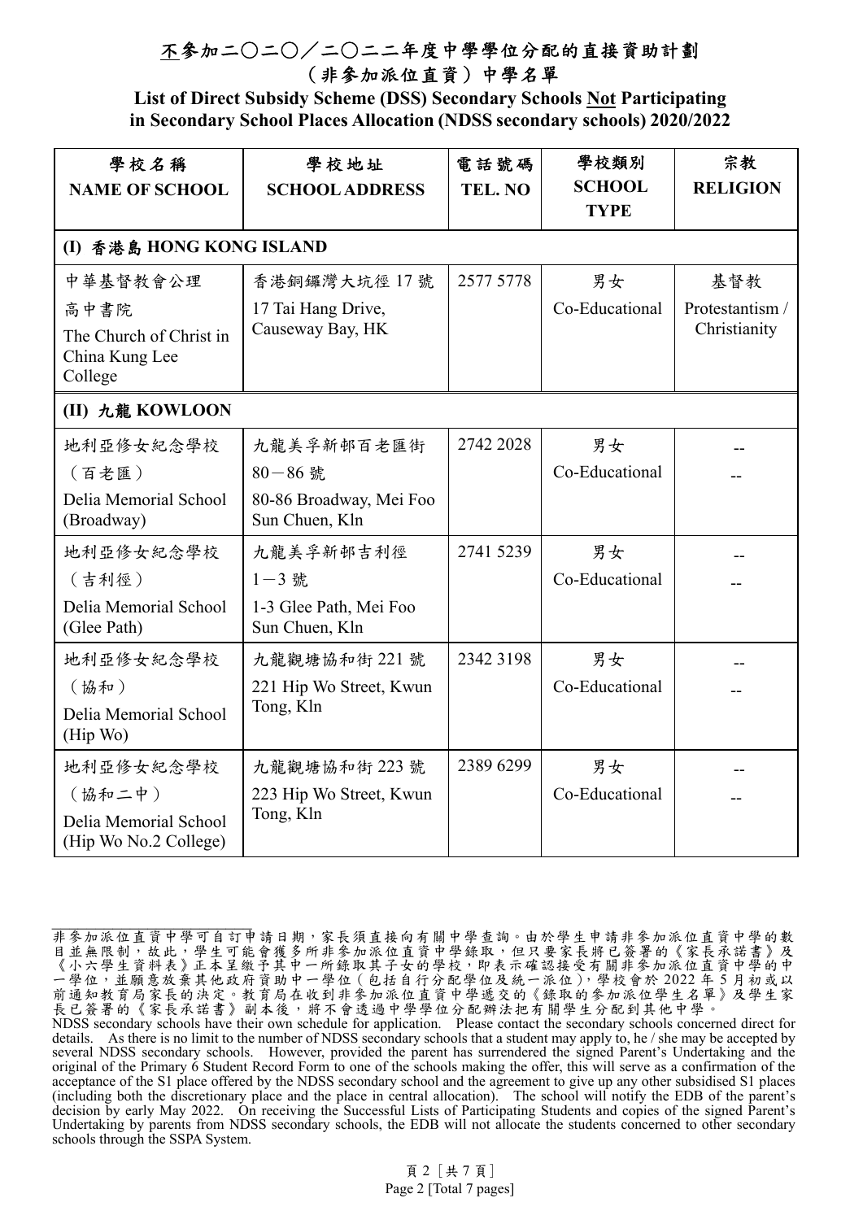# <u>不</u>參加二〇二〇／二〇二二年度中學學位分配的直接資助計劃（非參加派位直資）中學名單

**List of Direct Subsidy Scheme (DSS) Secondary Schools <u>Not</u> Participating in Secondary School Places Allocation (NDSS secondary schools) 2020/2022**

| 學校名稱<br>NAME OF SCHOOL | 學校地址<br>SCHOOL ADDRESS | 電話號碼<br>TEL. NO | 學校類別<br>SCHOOL TYPE | 宗教<br>RELIGION |
|---|---|---|---|---|
| **(I) 香港島 HONG KONG ISLAND** | | | | |
| 中華基督教會公理高中書院<br>The Church of Christ in China Kung Lee College | 香港銅鑼灣大坑徑 17 號<br>17 Tai Hang Drive, Causeway Bay, HK | 2577 5778 | 男女<br>Co-Educational | 基督教<br>Protestantism / Christianity |
| **(II) 九龍 KOWLOON** | | | | |
| 地利亞修女紀念學校（百老匯）<br>Delia Memorial School (Broadway) | 九龍美孚新邨百老匯街 80－86 號<br>80-86 Broadway, Mei Foo Sun Chuen, Kln | 2742 2028 | 男女<br>Co-Educational | --<br>-- |
| 地利亞修女紀念學校（吉利徑）<br>Delia Memorial School (Glee Path) | 九龍美孚新邨吉利徑 1－3 號<br>1-3 Glee Path, Mei Foo Sun Chuen, Kln | 2741 5239 | 男女<br>Co-Educational | --<br>-- |
| 地利亞修女紀念學校（協和）<br>Delia Memorial School (Hip Wo) | 九龍觀塘協和街 221 號<br>221 Hip Wo Street, Kwun Tong, Kln | 2342 3198 | 男女<br>Co-Educational | --<br>-- |
| 地利亞修女紀念學校（協和二中）<br>Delia Memorial School (Hip Wo No.2 College) | 九龍觀塘協和街 223 號<br>223 Hip Wo Street, Kwun Tong, Kln | 2389 6299 | 男女<br>Co-Educational | --<br>-- |

---

非參加派位直資中學可自訂申請日期，家長須直接向有關中學查詢。由於學生申請非參加派位直資中學的數目並無限制，故此，學生可能會獲多所非參加派位直資中學錄取，但只要家長將已簽署的《家長承諾書》及《小六學生資料表》正本呈繳予其中一所錄取其子女的學校，即表示確認接受有關非參加派位直資中學的中一學位，並願意放棄其他政府資助中一學位（包括自行分配學位及統一派位），學校會於 2022 年 5 月初或以前通知教育局家長的決定。教育局在收到非參加派位直資中學遞交的《錄取的參加派位學生名單》及學生家長已簽署的《家長承諾書》副本後，將不會透過中學學位分配辦法把有關學生分配到其他中學。

NDSS secondary schools have their own schedule for application. Please contact the secondary schools concerned direct for details. As there is no limit to the number of NDSS secondary schools that a student may apply to, he / she may be accepted by several NDSS secondary schools. However, provided the parent has surrendered the signed Parent's Undertaking and the original of the Primary 6 Student Record Form to one of the schools making the offer, this will serve as a confirmation of the acceptance of the S1 place offered by the NDSS secondary school and the agreement to give up any other subsidised S1 places (including both the discretionary place and the place in central allocation). The school will notify the EDB of the parent's decision by early May 2022. On receiving the Successful Lists of Participating Students and copies of the signed Parent's Undertaking by parents from NDSS secondary schools, the EDB will not allocate the students concerned to other secondary schools through the SSPA System.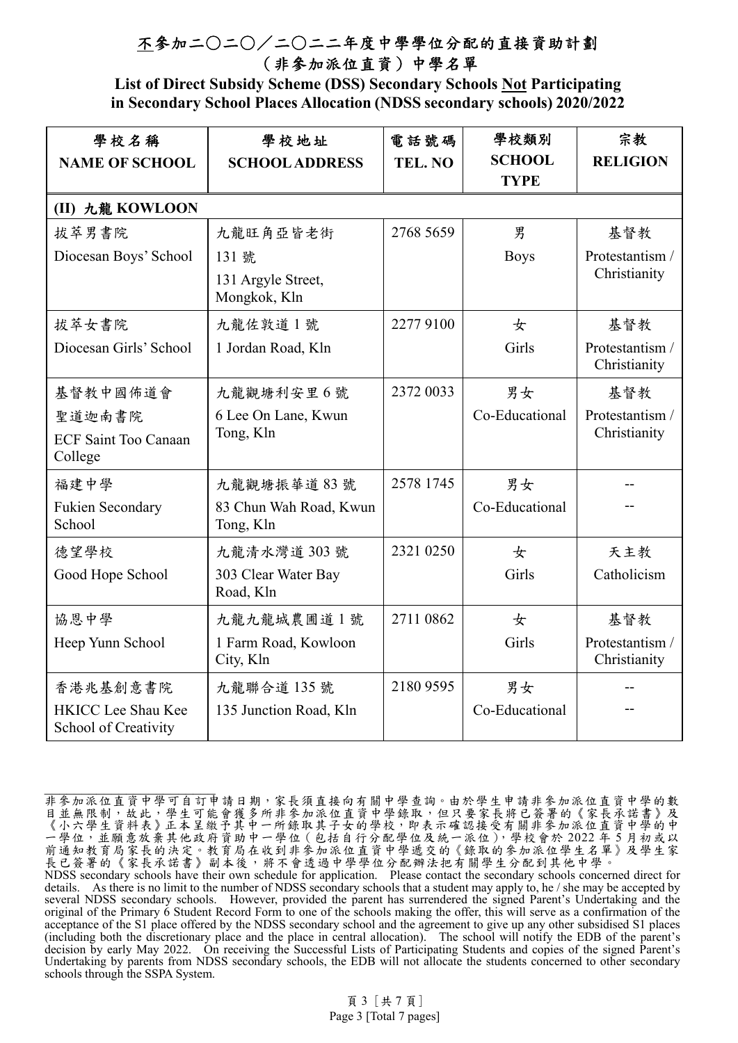# 不參加二〇二〇／二〇二二年度中學學位分配的直接資助計劃（非參加派位直資）中學名單

**List of Direct Subsidy Scheme (DSS) Secondary Schools Not Participating in Secondary School Places Allocation (NDSS secondary schools) 2020/2022**

| 學校名稱<br>NAME OF SCHOOL | 學校地址<br>SCHOOL ADDRESS | 電話號碼<br>TEL. NO | 學校類別<br>SCHOOL TYPE | 宗教<br>RELIGION |
|---|---|---|---|---|
| **(II) 九龍 KOWLOON** | | | | |
| 拔萃男書院<br>Diocesan Boys' School | 九龍旺角亞皆老街131號<br>131 Argyle Street, Mongkok, Kln | 2768 5659 | 男<br>Boys | 基督教<br>Protestantism / Christianity |
| 拔萃女書院<br>Diocesan Girls' School | 九龍佐敦道1號<br>1 Jordan Road, Kln | 2277 9100 | 女<br>Girls | 基督教<br>Protestantism / Christianity |
| 基督教中國佈道會聖道迦南書院<br>ECF Saint Too Canaan College | 九龍觀塘利安里6號<br>6 Lee On Lane, Kwun Tong, Kln | 2372 0033 | 男女<br>Co-Educational | 基督教<br>Protestantism / Christianity |
| 福建中學<br>Fukien Secondary School | 九龍觀塘振華道83號<br>83 Chun Wah Road, Kwun Tong, Kln | 2578 1745 | 男女<br>Co-Educational | --<br>-- |
| 德望學校<br>Good Hope School | 九龍清水灣道303號<br>303 Clear Water Bay Road, Kln | 2321 0250 | 女<br>Girls | 天主教<br>Catholicism |
| 協恩中學<br>Heep Yunn School | 九龍九龍城農圃道1號<br>1 Farm Road, Kowloon City, Kln | 2711 0862 | 女<br>Girls | 基督教<br>Protestantism / Christianity |
| 香港兆基創意書院<br>HKICC Lee Shau Kee School of Creativity | 九龍聯合道135號<br>135 Junction Road, Kln | 2180 9595 | 男女<br>Co-Educational | --<br>-- |

非參加派位直資中學可自訂申請日期，家長須直接向有關中學查詢。由於學生申請非參加派位直資中學的數目並無限制，故此，學生可能會獲多所非參加派位直資中學錄取，但只要家長將已簽署的《家長承諾書》及《小六學生資料表》正本呈繳予其中一所錄取其子女的學校，即表示確認接受有關非參加派位直資中學的中一學位，並願意放棄其他政府資助中一學位（包括自行分配學位及統一派位），學校會於2022年5月初或以前通知教育局家長的決定。教育局在收到非參加派位直資中學遞交的《錄取的參加派位學生名單》及學生家長已簽署的《家長承諾書》副本後，將不會透過中學學位分配辦法把有關學生分配到其他中學。

NDSS secondary schools have their own schedule for application. Please contact the secondary schools concerned direct for details. As there is no limit to the number of NDSS secondary schools that a student may apply to, he / she may be accepted by several NDSS secondary schools. However, provided the parent has surrendered the signed Parent's Undertaking and the original of the Primary 6 Student Record Form to one of the schools making the offer, this will serve as a confirmation of the acceptance of the S1 place offered by the NDSS secondary school and the agreement to give up any other subsidised S1 places (including both the discretionary place and the place in central allocation). The school will notify the EDB of the parent's decision by early May 2022. On receiving the Successful Lists of Participating Students and copies of the signed Parent's Undertaking by parents from NDSS secondary schools, the EDB will not allocate the students concerned to other secondary schools through the SSPA System.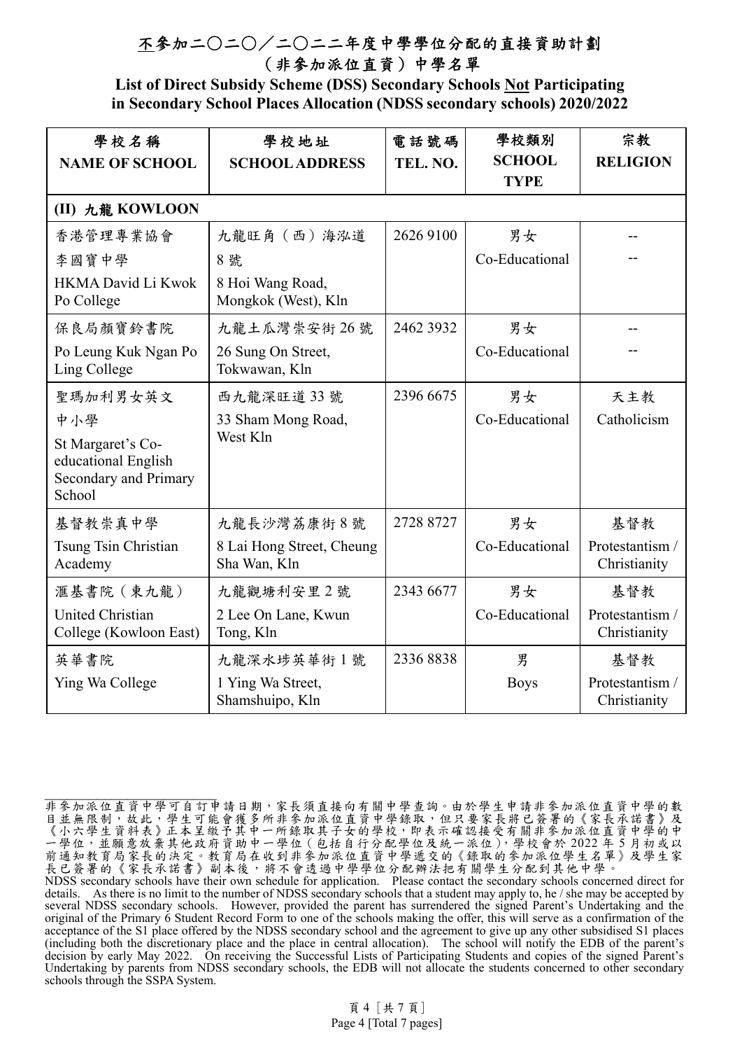# 不參加二〇二〇／二〇二二年度中學學位分配的直接資助計劃
# （非參加派位直資）中學名單

## List of Direct Subsidy Scheme (DSS) Secondary Schools Not Participating in Secondary School Places Allocation (NDSS secondary schools) 2020/2022

| 學校名稱<br>NAME OF SCHOOL | 學校地址<br>SCHOOL ADDRESS | 電話號碼<br>TEL. NO. | 學校類別<br>SCHOOL TYPE | 宗教<br>RELIGION |
|---|---|---|---|---|
| **(II) 九龍 KOWLOON** | | | | |
| 香港管理專業協會李國寶中學<br>HKMA David Li Kwok Po College | 九龍旺角（西）海泓道8號<br>8 Hoi Wang Road, Mongkok (West), Kln | 2626 9100 | 男女<br>Co-Educational | --<br>-- |
| 保良局顏寶鈴書院<br>Po Leung Kuk Ngan Po Ling College | 九龍土瓜灣崇安街26號<br>26 Sung On Street, Tokwawan, Kln | 2462 3932 | 男女<br>Co-Educational | --<br>-- |
| 聖瑪加利男女英文中小學<br>St Margaret's Co-educational English Secondary and Primary School | 西九龍深旺道33號<br>33 Sham Mong Road, West Kln | 2396 6675 | 男女<br>Co-Educational | 天主教<br>Catholicism |
| 基督教崇真中學<br>Tsung Tsin Christian Academy | 九龍長沙灣荔康街8號<br>8 Lai Hong Street, Cheung Sha Wan, Kln | 2728 8727 | 男女<br>Co-Educational | 基督教<br>Protestantism / Christianity |
| 滙基書院（東九龍）<br>United Christian College (Kowloon East) | 九龍觀塘利安里2號<br>2 Lee On Lane, Kwun Tong, Kln | 2343 6677 | 男女<br>Co-Educational | 基督教<br>Protestantism / Christianity |
| 英華書院<br>Ying Wa College | 九龍深水埗英華街1號<br>1 Ying Wa Street, Shamshuipo, Kln | 2336 8838 | 男<br>Boys | 基督教<br>Protestantism / Christianity |

---

非參加派位直資中學可自訂申請日期，家長須直接向有關中學查詢。由於學生申請非參加派位直資中學的數目並無限制，故此，學生可能會獲多所非參加派位直資中學錄取，但只要家長將已簽署的《家長承諾書》及《小六學生資料表》正本呈繳予其中一所錄取其子女的學校，即表示確認接受有關非參加派位直資中學的中一學位，並願意放棄其他政府資助中一學位（包括自行分配學位及統一派位），學校會於2022年5月初或以前通知教育局家長的決定。教育局在收到非參加派位直資中學遞交的《錄取的參加派位學生名單》及學生家長已簽署的《家長承諾書》副本後，將不會透過中學學位分配辦法把有關學生分配到其他中學。

NDSS secondary schools have their own schedule for application. Please contact the secondary schools concerned direct for details. As there is no limit to the number of NDSS secondary schools that a student may apply to, he / she may be accepted by several NDSS secondary schools. However, provided the parent has surrendered the signed Parent's Undertaking and the original of the Primary 6 Student Record Form to one of the schools making the offer, this will serve as a confirmation of the acceptance of the S1 place offered by the NDSS secondary school and the agreement to give up any other subsidised S1 places (including both the discretionary place and the place in central allocation). The school will notify the EDB of the parent's decision by early May 2022. On receiving the Successful Lists of Participating Students and copies of the signed Parent's Undertaking by parents from NDSS secondary schools, the EDB will not allocate the students concerned to other secondary schools through the SSPA System.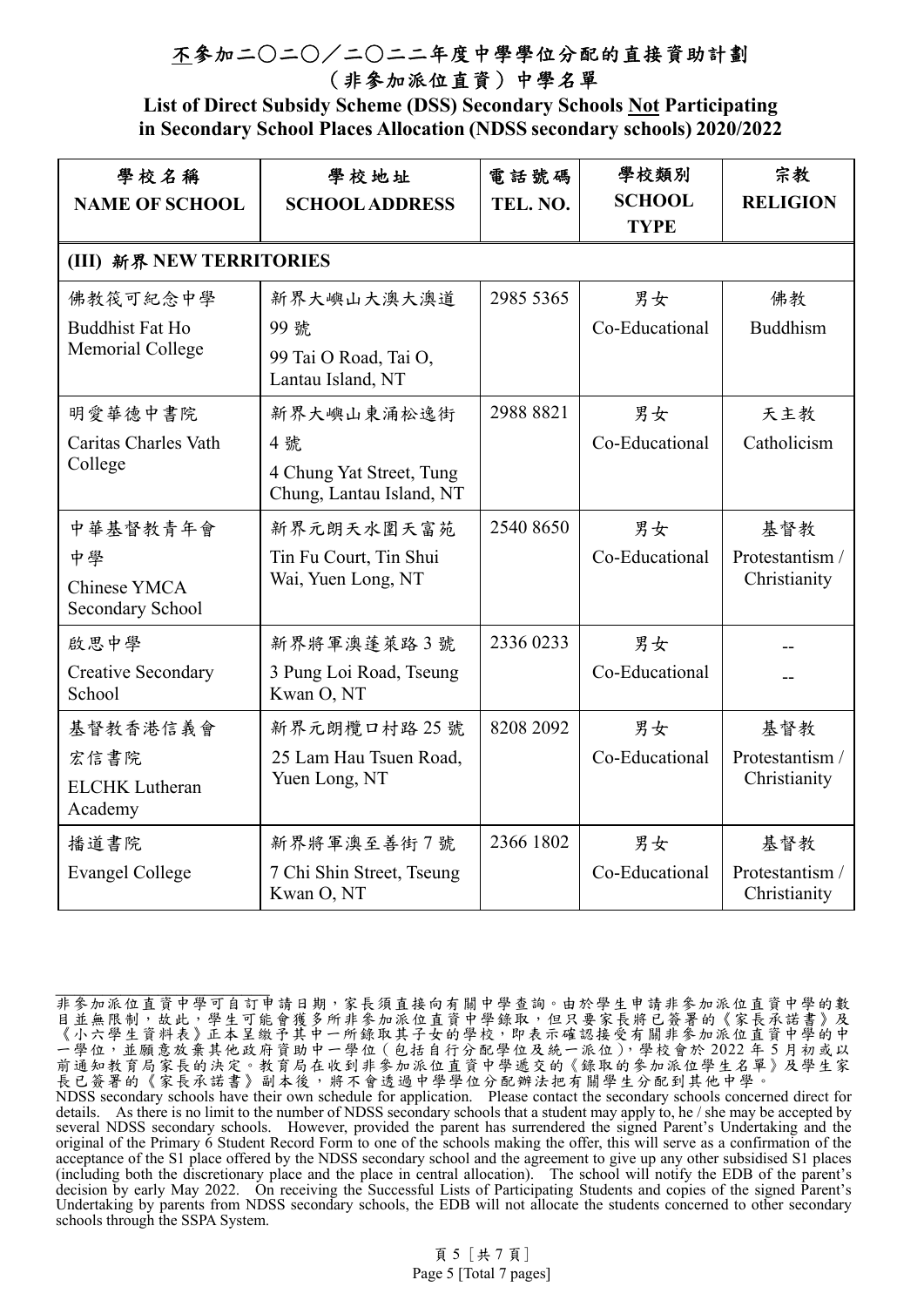# 不參加二〇二〇／二〇二二年度中學學位分配的直接資助計劃（非參加派位直資）中學名單

**List of Direct Subsidy Scheme (DSS) Secondary Schools Not Participating in Secondary School Places Allocation (NDSS secondary schools) 2020/2022**

| 學校名稱<br>NAME OF SCHOOL | 學校地址<br>SCHOOL ADDRESS | 電話號碼<br>TEL. NO. | 學校類別<br>SCHOOL TYPE | 宗教<br>RELIGION |
|---|---|---|---|---|
| **(III) 新界 NEW TERRITORIES** | | | | |
| 佛教筏可紀念中學<br>Buddhist Fat Ho Memorial College | 新界大嶼山大澳大澳道 99 號<br>99 Tai O Road, Tai O, Lantau Island, NT | 2985 5365 | 男女<br>Co-Educational | 佛教<br>Buddhism |
| 明愛華德中書院<br>Caritas Charles Vath College | 新界大嶼山東涌松逸街 4 號<br>4 Chung Yat Street, Tung Chung, Lantau Island, NT | 2988 8821 | 男女<br>Co-Educational | 天主教<br>Catholicism |
| 中華基督教青年會中學<br>Chinese YMCA Secondary School | 新界元朗天水圍天富苑<br>Tin Fu Court, Tin Shui Wai, Yuen Long, NT | 2540 8650 | 男女<br>Co-Educational | 基督教<br>Protestantism / Christianity |
| 啟思中學<br>Creative Secondary School | 新界將軍澳蓬萊路 3 號<br>3 Pung Loi Road, Tseung Kwan O, NT | 2336 0233 | 男女<br>Co-Educational | --<br>-- |
| 基督教香港信義會宏信書院<br>ELCHK Lutheran Academy | 新界元朗欖口村路 25 號<br>25 Lam Hau Tsuen Road, Yuen Long, NT | 8208 2092 | 男女<br>Co-Educational | 基督教<br>Protestantism / Christianity |
| 播道書院<br>Evangel College | 新界將軍澳至善街 7 號<br>7 Chi Shin Street, Tseung Kwan O, NT | 2366 1802 | 男女<br>Co-Educational | 基督教<br>Protestantism / Christianity |

非參加派位直資中學可自訂申請日期，家長須直接向有關中學查詢。由於學生申請非參加派位直資中學的數目並無限制，故此，學生可能會獲多所非參加派位直資中學錄取，但只要家長將已簽署的《家長承諾書》及《小六學生資料表》正本呈繳予其中一所錄取其子女的學校，即表示確認接受有關非參加派位直資中學的中一學位，並願意放棄其他政府資助中一學位（包括自行分配學位及統一派位），學校會於 2022 年 5 月初或以前通知教育局家長的決定。教育局在收到非參加派位直資中學遞交的《錄取的參加派位學生名單》及學生家長已簽署的《家長承諾書》副本後，將不會透過中學學位分配辦法把有關學生分配到其他中學。

NDSS secondary schools have their own schedule for application. Please contact the secondary schools concerned direct for details. As there is no limit to the number of NDSS secondary schools that a student may apply to, he / she may be accepted by several NDSS secondary schools. However, provided the parent has surrendered the signed Parent's Undertaking and the original of the Primary 6 Student Record Form to one of the schools making the offer, this will serve as a confirmation of the acceptance of the S1 place offered by the NDSS secondary school and the agreement to give up any other subsidised S1 places (including both the discretionary place and the place in central allocation). The school will notify the EDB of the parent's decision by early May 2022. On receiving the Successful Lists of Participating Students and copies of the signed Parent's Undertaking by parents from NDSS secondary schools, the EDB will not allocate the students concerned to other secondary schools through the SSPA System.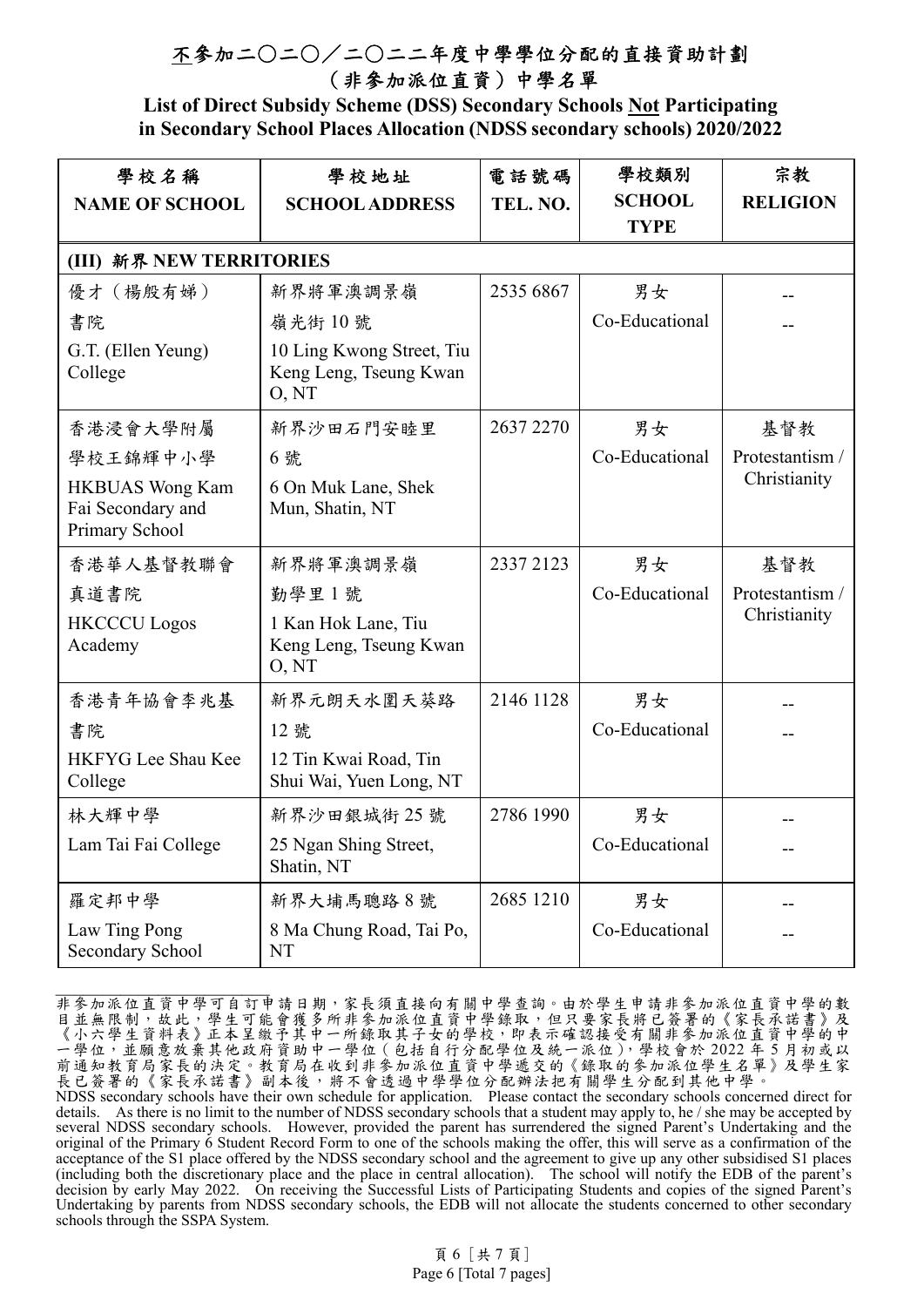# <u>不</u>參加二〇二〇／二〇二二年度中學學位分配的直接資助計劃（非參加派位直資）中學名單

## List of Direct Subsidy Scheme (DSS) Secondary Schools <u>Not</u> Participating in Secondary School Places Allocation (NDSS secondary schools) 2020/2022

| 學校名稱 NAME OF SCHOOL | 學校地址 SCHOOL ADDRESS | 電話號碼 TEL. NO. | 學校類別 SCHOOL TYPE | 宗教 RELIGION |
|---|---|---|---|---|
| **(III) 新界 NEW TERRITORIES** | | | | |
| 優才（楊殷有娣）書院 G.T. (Ellen Yeung) College | 新界將軍澳調景嶺嶺光街 10 號 10 Ling Kwong Street, Tiu Keng Leng, Tseung Kwan O, NT | 2535 6867 | 男女 Co-Educational | -- -- |
| 香港浸會大學附屬學校王錦輝中小學 HKBUAS Wong Kam Fai Secondary and Primary School | 新界沙田石門安睦里 6 號 6 On Muk Lane, Shek Mun, Shatin, NT | 2637 2270 | 男女 Co-Educational | 基督教 Protestantism / Christianity |
| 香港華人基督教聯會真道書院 HKCCCU Logos Academy | 新界將軍澳調景嶺勤學里 1 號 1 Kan Hok Lane, Tiu Keng Leng, Tseung Kwan O, NT | 2337 2123 | 男女 Co-Educational | 基督教 Protestantism / Christianity |
| 香港青年協會李兆基書院 HKFYG Lee Shau Kee College | 新界元朗天水圍天葵路 12 號 12 Tin Kwai Road, Tin Shui Wai, Yuen Long, NT | 2146 1128 | 男女 Co-Educational | -- -- |
| 林大輝中學 Lam Tai Fai College | 新界沙田銀城街 25 號 25 Ngan Shing Street, Shatin, NT | 2786 1990 | 男女 Co-Educational | -- -- |
| 羅定邦中學 Law Ting Pong Secondary School | 新界大埔馬聰路 8 號 8 Ma Chung Road, Tai Po, NT | 2685 1210 | 男女 Co-Educational | -- -- |

非參加派位直資中學可自訂申請日期，家長須直接向有關中學查詢。由於學生申請非參加派位直資中學的數目並無限制，故此，學生可能會獲多所非參加派位直資中學錄取，但只要家長將已簽署的《家長承諾書》及《小六學生資料表》正本呈繳予其中一所錄取其子女的學校，即表示確認接受有關非參加派位直資中學的中一學位，並願意放棄其他政府資助中一學位（包括自行分配學位及統一派位），學校會於 2022 年 5 月初或以前通知教育局家長的決定。教育局在收到非參加派位直資中學遞交的《錄取的參加派位學生名單》及學生家長已簽署的《家長承諾書》副本後，將不會透過中學學位分配辦法把有關學生分配到其他中學。

NDSS secondary schools have their own schedule for application. Please contact the secondary schools concerned direct for details. As there is no limit to the number of NDSS secondary schools that a student may apply to, he / she may be accepted by several NDSS secondary schools. However, provided the parent has surrendered the signed Parent's Undertaking and the original of the Primary 6 Student Record Form to one of the schools making the offer, this will serve as a confirmation of the acceptance of the S1 place offered by the NDSS secondary school and the agreement to give up any other subsidised S1 places (including both the discretionary place and the place in central allocation). The school will notify the EDB of the parent's decision by early May 2022. On receiving the Successful Lists of Participating Students and copies of the signed Parent's Undertaking by parents from NDSS secondary schools, the EDB will not allocate the students concerned to other secondary schools through the SSPA System.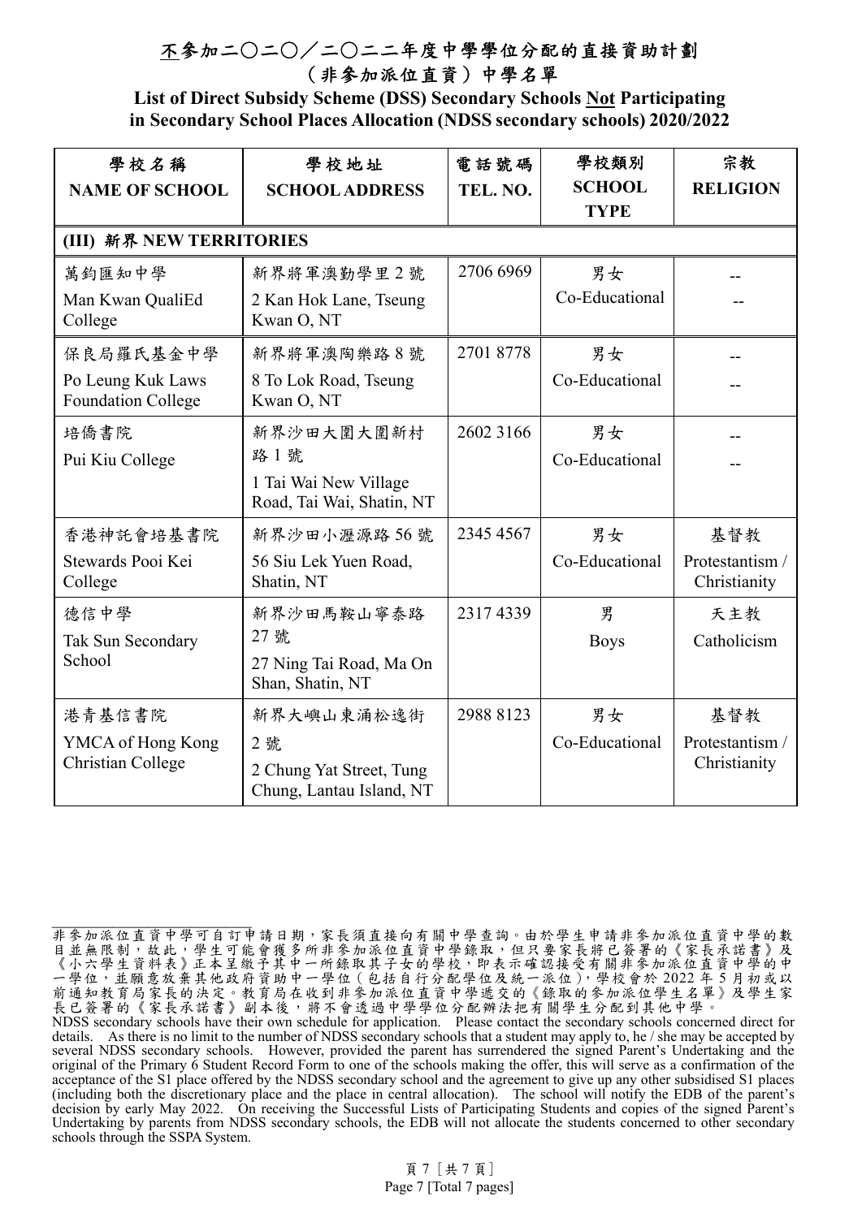# 不參加二〇二〇／二〇二二年度中學學位分配的直接資助計劃（非參加派位直資）中學名單

**List of Direct Subsidy Scheme (DSS) Secondary Schools Not Participating in Secondary School Places Allocation (NDSS secondary schools) 2020/2022**

| 學校名稱<br>NAME OF SCHOOL | 學校地址<br>SCHOOL ADDRESS | 電話號碼<br>TEL. NO. | 學校類別<br>SCHOOL TYPE | 宗教<br>RELIGION |
|---|---|---|---|---|
| **(III) 新界 NEW TERRITORIES** | | | | |
| 萬鈞匯知中學<br>Man Kwan QualiEd College | 新界將軍澳勤學里2號<br>2 Kan Hok Lane, Tseung Kwan O, NT | 2706 6969 | 男女<br>Co-Educational | --<br>-- |
| 保良局羅氏基金中學<br>Po Leung Kuk Laws Foundation College | 新界將軍澳陶樂路8號<br>8 To Lok Road, Tseung Kwan O, NT | 2701 8778 | 男女<br>Co-Educational | --<br>-- |
| 培僑書院<br>Pui Kiu College | 新界沙田大圍大圍新村路1號<br>1 Tai Wai New Village Road, Tai Wai, Shatin, NT | 2602 3166 | 男女<br>Co-Educational | --<br>-- |
| 香港神託會培基書院<br>Stewards Pooi Kei College | 新界沙田小瀝源路56號<br>56 Siu Lek Yuen Road, Shatin, NT | 2345 4567 | 男女<br>Co-Educational | 基督教<br>Protestantism / Christianity |
| 德信中學<br>Tak Sun Secondary School | 新界沙田馬鞍山寧泰路27號<br>27 Ning Tai Road, Ma On Shan, Shatin, NT | 2317 4339 | 男<br>Boys | 天主教<br>Catholicism |
| 港青基信書院<br>YMCA of Hong Kong Christian College | 新界大嶼山東涌松逸街2號<br>2 Chung Yat Street, Tung Chung, Lantau Island, NT | 2988 8123 | 男女<br>Co-Educational | 基督教<br>Protestantism / Christianity |

---

非參加派位直資中學可自訂申請日期，家長須直接向有關中學查詢。由於學生申請非參加派位直資中學的數目並無限制，故此，學生可能會獲多所非參加派位直資中學錄取，但只要家長將已簽署的《家長承諾書》及《小六學生資料表》正本呈繳予其中一所錄取其子女的學校，即表示確認接受有關非參加派位直資中學的中一學位，並願意放棄其他政府資助中一學位（包括自行分配學位及統一派位），學校會於 2022 年 5 月初或以前通知教育局家長的決定。教育局在收到非參加派位直資中學遞交的《錄取的參加派位學生名單》及學生家長已簽署的《家長承諾書》副本後，將不會透過中學學位分配辦法把有關學生分配到其他中學。

NDSS secondary schools have their own schedule for application. Please contact the secondary schools concerned direct for details. As there is no limit to the number of NDSS secondary schools that a student may apply to, he / she may be accepted by several NDSS secondary schools. However, provided the parent has surrendered the signed Parent's Undertaking and the original of the Primary 6 Student Record Form to one of the schools making the offer, this will serve as a confirmation of the acceptance of the S1 place offered by the NDSS secondary school and the agreement to give up any other subsidised S1 places (including both the discretionary place and the place in central allocation). The school will notify the EDB of the parent's decision by early May 2022. On receiving the Successful Lists of Participating Students and copies of the signed Parent's Undertaking by parents from NDSS secondary schools, the EDB will not allocate the students concerned to other secondary schools through the SSPA System.